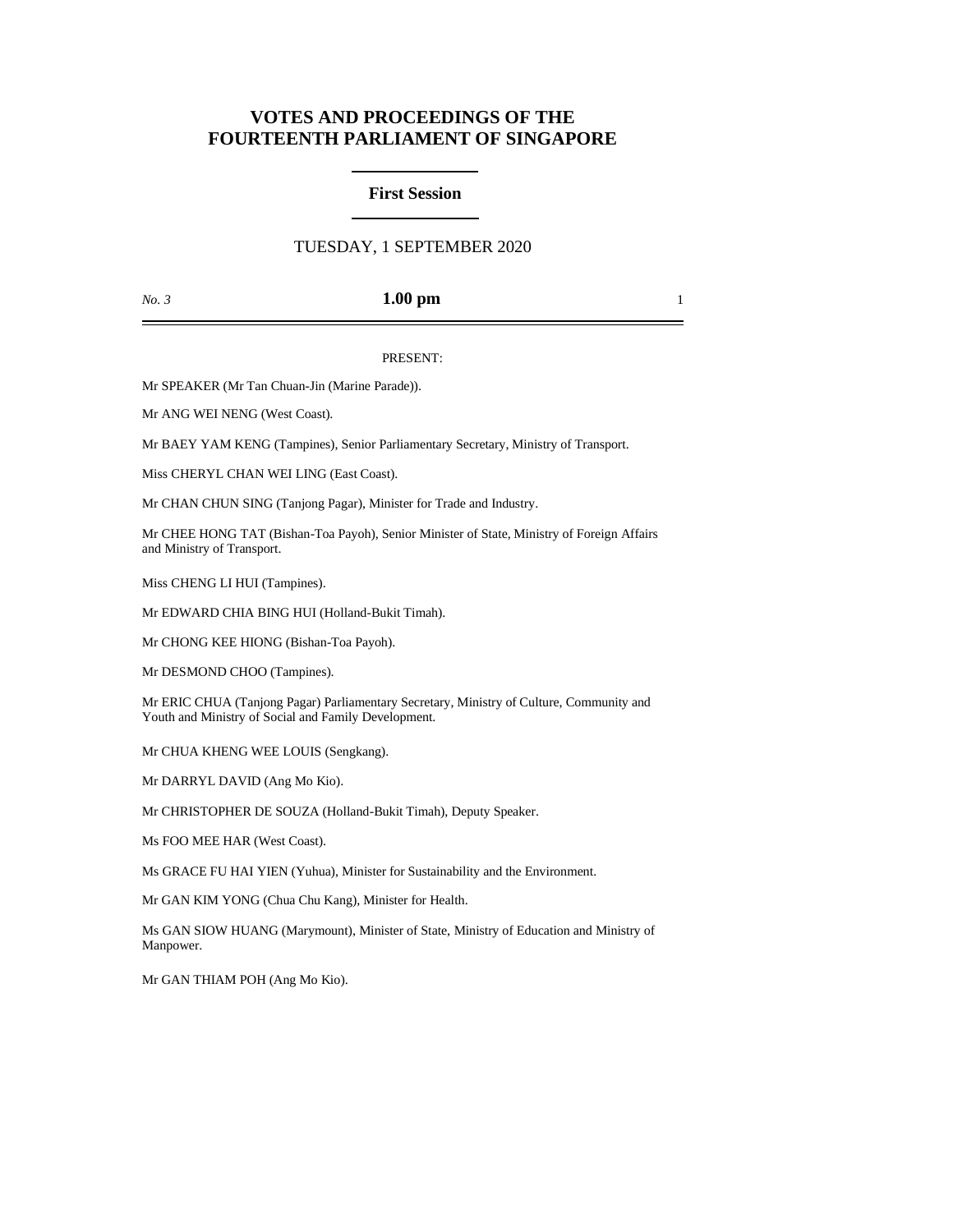# VOTES AND PROCEEDINGS OF THE FOURTEENTH PARLIAMENT OF SINGAPORE

## First Session

TUESDAY, 1 SEPTEMBER 2020

*No. 3* **1.00 pm**

PRESENT:

Mr SPEAKER (Mr Tan Chuan-Jin (Marine Parade)).

Mr ANG WEI NENG (West Coast).

Mr BAEY YAM KENG (Tampines), Senior Parliamentary Secretary, Ministry of Transport.

Miss CHERYL CHAN WEI LING (East Coast).

Mr CHAN CHUN SING (Tanjong Pagar), Minister for Trade and Industry.

Mr CHEE HONG TAT (Bishan-Toa Payoh), Senior Minister of State, Ministry of Foreign Affairs and Ministry of Transport.

Miss CHENG LI HUI (Tampines).

Mr EDWARD CHIA BING HUI (Holland-Bukit Timah).

Mr CHONG KEE HIONG (Bishan-Toa Payoh).

Mr DESMOND CHOO (Tampines).

Mr ERIC CHUA (Tanjong Pagar) Parliamentary Secretary, Ministry of Culture, Community and Youth and Ministry of Social and Family Development.

Mr CHUA KHENG WEE LOUIS (Sengkang).

Mr DARRYL DAVID (Ang Mo Kio).

Mr CHRISTOPHER DE SOUZA (Holland-Bukit Timah), Deputy Speaker.

Ms FOO MEE HAR (West Coast).

Ms GRACE FU HAI YIEN (Yuhua), Minister for Sustainability and the Environment.

Mr GAN KIM YONG (Chua Chu Kang), Minister for Health.

Ms GAN SIOW HUANG (Marymount), Minister of State, Ministry of Education and Ministry of Manpower.

Mr GAN THIAM POH (Ang Mo Kio).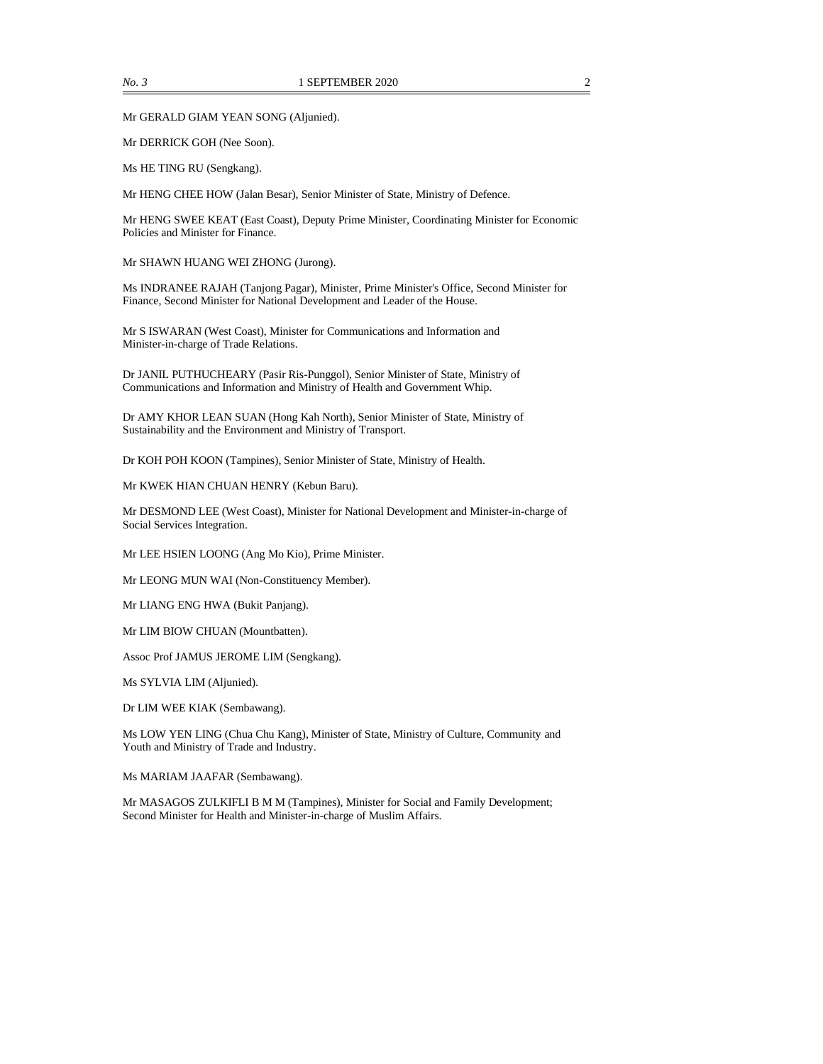Mr GERALD GIAM YEAN SONG (Aljunied).

Mr DERRICK GOH (Nee Soon).

Ms HE TING RU (Sengkang).

Mr HENG CHEE HOW (Jalan Besar), Senior Minister of State, Ministry of Defence.

Mr HENG SWEE KEAT (East Coast), Deputy Prime Minister, Coordinating Minister for Economic Policies and Minister for Finance.

Mr SHAWN HUANG WEI ZHONG (Jurong).

Ms INDRANEE RAJAH (Tanjong Pagar), Minister, Prime Minister's Office, Second Minister for Finance, Second Minister for National Development and Leader of the House.

Mr S ISWARAN (West Coast), Minister for Communications and Information and Minister-in-charge of Trade Relations.

Dr JANIL PUTHUCHEARY (Pasir Ris-Punggol), Senior Minister of State, Ministry of Communications and Information and Ministry of Health and Government Whip.

Dr AMY KHOR LEAN SUAN (Hong Kah North), Senior Minister of State, Ministry of Sustainability and the Environment and Ministry of Transport.

Dr KOH POH KOON (Tampines), Senior Minister of State, Ministry of Health.

Mr KWEK HIAN CHUAN HENRY (Kebun Baru).

Mr DESMOND LEE (West Coast), Minister for National Development and Minister-in-charge of Social Services Integration.

Mr LEE HSIEN LOONG (Ang Mo Kio), Prime Minister.

Mr LEONG MUN WAI (Non-Constituency Member).

Mr LIANG ENG HWA (Bukit Panjang).

Mr LIM BIOW CHUAN (Mountbatten).

Assoc Prof JAMUS JEROME LIM (Sengkang).

Ms SYLVIA LIM (Aljunied).

Dr LIM WEE KIAK (Sembawang).

Ms LOW YEN LING (Chua Chu Kang), Minister of State, Ministry of Culture, Community and Youth and Ministry of Trade and Industry.

Ms MARIAM JAAFAR (Sembawang).

Mr MASAGOS ZULKIFLI B M M (Tampines), Minister for Social and Family Development; Second Minister for Health and Minister-in-charge of Muslim Affairs.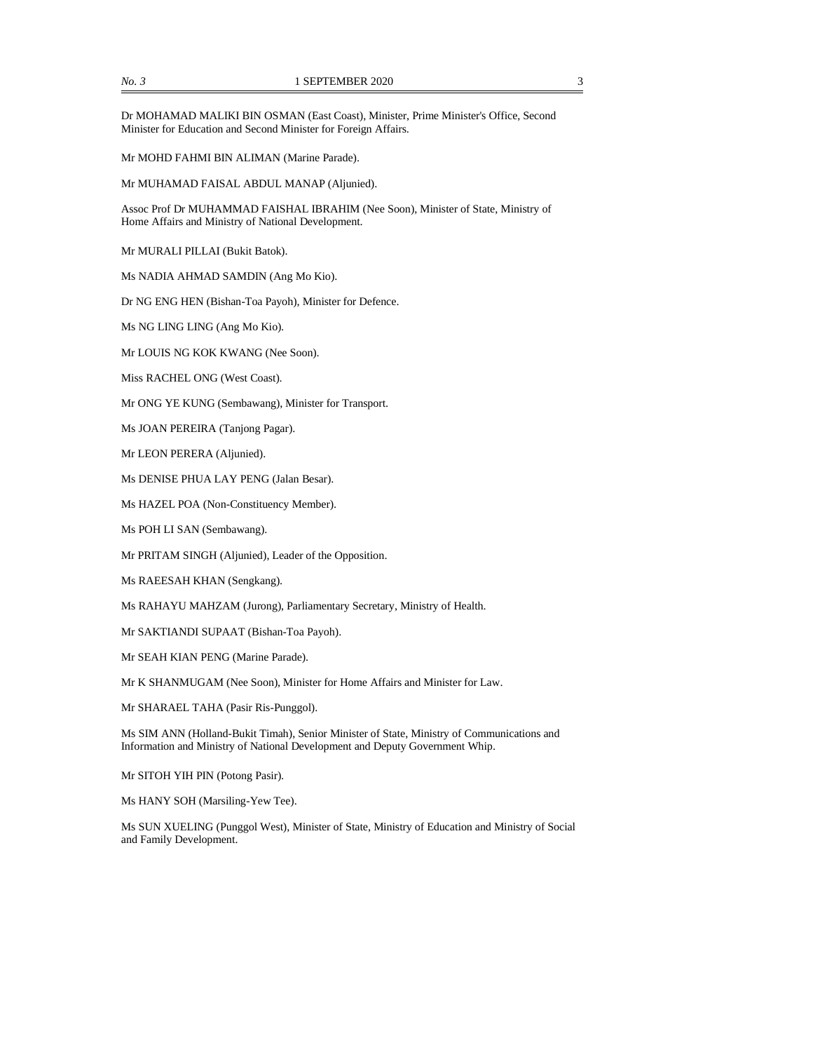Dr MOHAMAD MALIKI BIN OSMAN (East Coast), Minister, Prime Minister's Office, Second Minister for Education and Second Minister for Foreign Affairs.

Mr MOHD FAHMI BIN ALIMAN (Marine Parade).

Mr MUHAMAD FAISAL ABDUL MANAP (Aljunied).

Assoc Prof Dr MUHAMMAD FAISHAL IBRAHIM (Nee Soon), Minister of State, Ministry of Home Affairs and Ministry of National Development.

Mr MURALI PILLAI (Bukit Batok).

Ms NADIA AHMAD SAMDIN (Ang Mo Kio).

Dr NG ENG HEN (Bishan-Toa Payoh), Minister for Defence.

Ms NG LING LING (Ang Mo Kio).

Mr LOUIS NG KOK KWANG (Nee Soon).

Miss RACHEL ONG (West Coast).

Mr ONG YE KUNG (Sembawang), Minister for Transport.

Ms JOAN PEREIRA (Tanjong Pagar).

Mr LEON PERERA (Aljunied).

Ms DENISE PHUA LAY PENG (Jalan Besar).

Ms HAZEL POA (Non-Constituency Member).

Ms POH LI SAN (Sembawang).

Mr PRITAM SINGH (Aljunied), Leader of the Opposition.

Ms RAEESAH KHAN (Sengkang).

Ms RAHAYU MAHZAM (Jurong), Parliamentary Secretary, Ministry of Health.

Mr SAKTIANDI SUPAAT (Bishan-Toa Payoh).

Mr SEAH KIAN PENG (Marine Parade).

Mr K SHANMUGAM (Nee Soon), Minister for Home Affairs and Minister for Law.

Mr SHARAEL TAHA (Pasir Ris-Punggol).

Ms SIM ANN (Holland-Bukit Timah), Senior Minister of State, Ministry of Communications and Information and Ministry of National Development and Deputy Government Whip.

Mr SITOH YIH PIN (Potong Pasir).

Ms HANY SOH (Marsiling-Yew Tee).

Ms SUN XUELING (Punggol West), Minister of State, Ministry of Education and Ministry of Social and Family Development.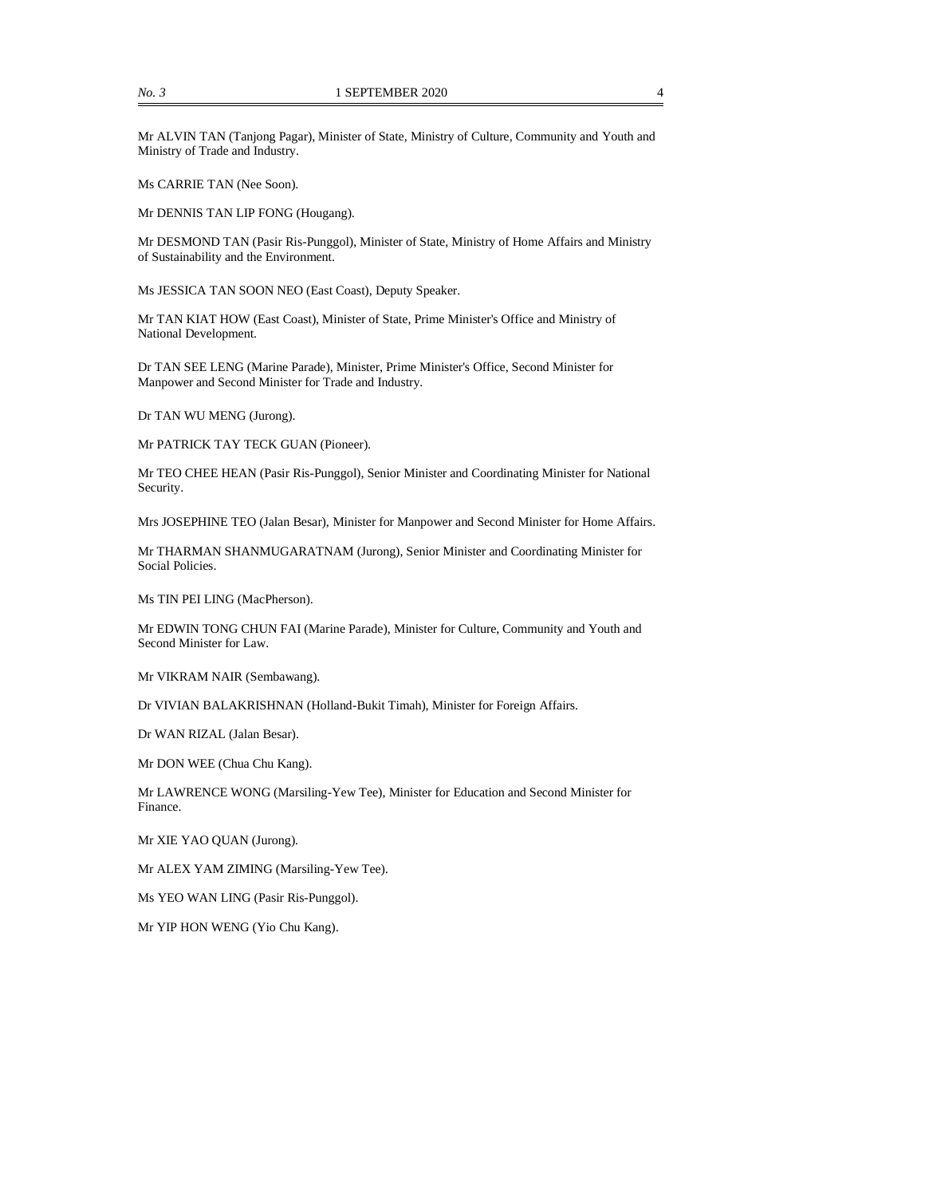Mr ALVIN TAN (Tanjong Pagar), Minister of State, Ministry of Culture, Community and Youth and Ministry of Trade and Industry.

Ms CARRIE TAN (Nee Soon).

Mr DENNIS TAN LIP FONG (Hougang).

Mr DESMOND TAN (Pasir Ris-Punggol), Minister of State, Ministry of Home Affairs and Ministry of Sustainability and the Environment.

Ms JESSICA TAN SOON NEO (East Coast), Deputy Speaker.

Mr TAN KIAT HOW (East Coast), Minister of State, Prime Minister's Office and Ministry of National Development.

Dr TAN SEE LENG (Marine Parade), Minister, Prime Minister's Office, Second Minister for Manpower and Second Minister for Trade and Industry.

Dr TAN WU MENG (Jurong).

Mr PATRICK TAY TECK GUAN (Pioneer).

Mr TEO CHEE HEAN (Pasir Ris-Punggol), Senior Minister and Coordinating Minister for National Security.

Mrs JOSEPHINE TEO (Jalan Besar), Minister for Manpower and Second Minister for Home Affairs.

Mr THARMAN SHANMUGARATNAM (Jurong), Senior Minister and Coordinating Minister for Social Policies.

Ms TIN PEI LING (MacPherson).

Mr EDWIN TONG CHUN FAI (Marine Parade), Minister for Culture, Community and Youth and Second Minister for Law.

Mr VIKRAM NAIR (Sembawang).

Dr VIVIAN BALAKRISHNAN (Holland-Bukit Timah), Minister for Foreign Affairs.

Dr WAN RIZAL (Jalan Besar).

Mr DON WEE (Chua Chu Kang).

Mr LAWRENCE WONG (Marsiling-Yew Tee), Minister for Education and Second Minister for Finance.

Mr XIE YAO QUAN (Jurong).

Mr ALEX YAM ZIMING (Marsiling-Yew Tee).

Ms YEO WAN LING (Pasir Ris-Punggol).

Mr YIP HON WENG (Yio Chu Kang).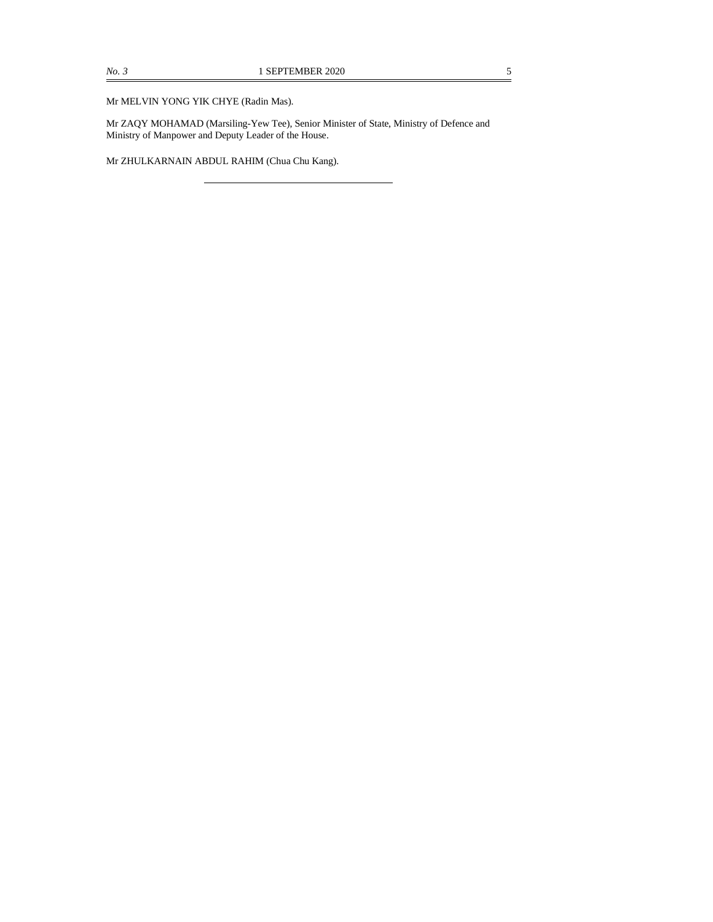Mr MELVIN YONG YIK CHYE (Radin Mas).

Mr ZAQY MOHAMAD (Marsiling-Yew Tee), Senior Minister of State, Ministry of Defence and Ministry of Manpower and Deputy Leader of the House.

Mr ZHULKARNAIN ABDUL RAHIM (Chua Chu Kang).

---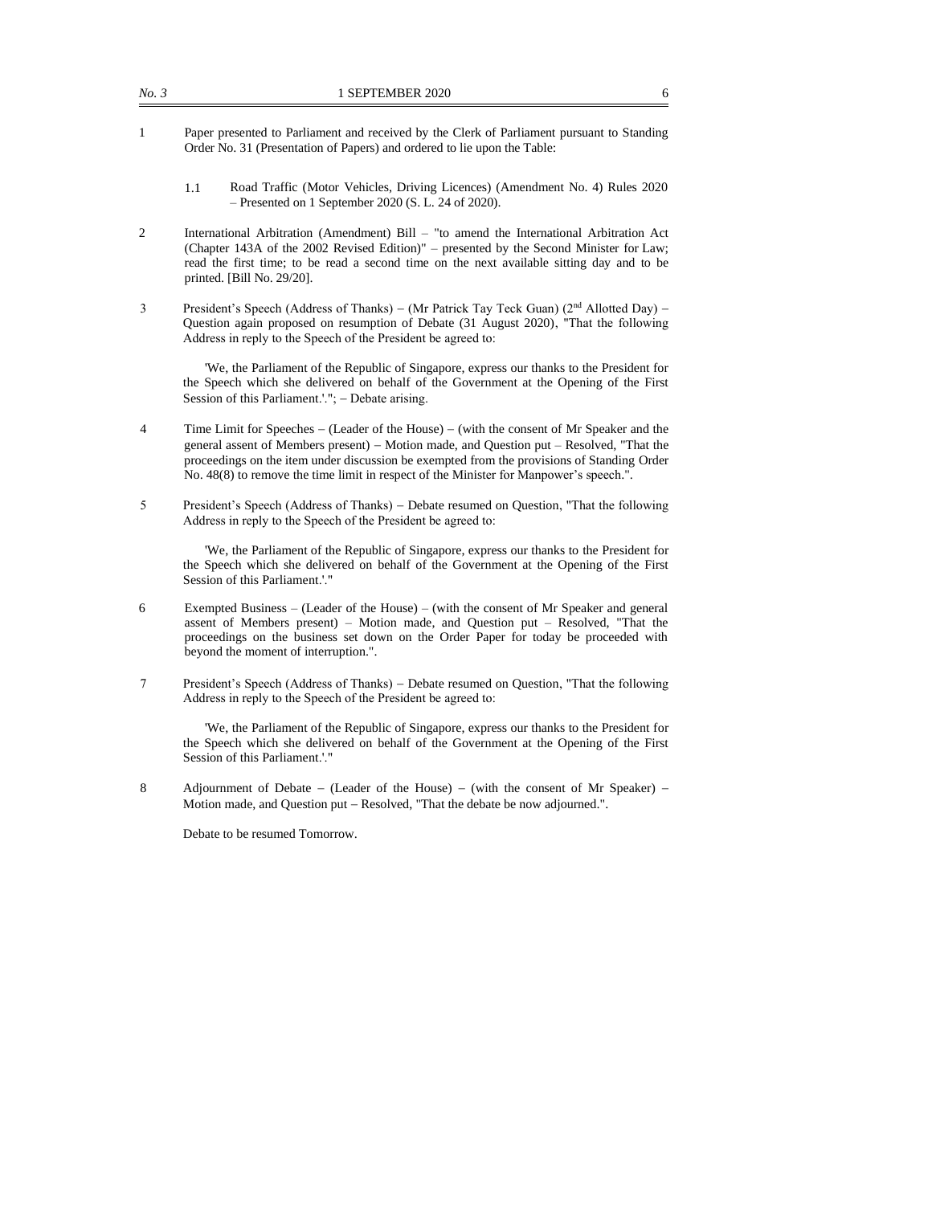1 Paper presented to Parliament and received by the Clerk of Parliament pursuant to Standing Order No. 31 (Presentation of Papers) and ordered to lie upon the Table:

 1.1 Road Traffic (Motor Vehicles, Driving Licences) (Amendment No. 4) Rules 2020 – Presented on 1 September 2020 (S. L. 24 of 2020).

2 International Arbitration (Amendment) Bill – "to amend the International Arbitration Act (Chapter 143A of the 2002 Revised Edition)" – presented by the Second Minister for Law; read the first time; to be read a second time on the next available sitting day and to be printed. [Bill No. 29/20].

3 President's Speech (Address of Thanks) – (Mr Patrick Tay Teck Guan) (2nd Allotted Day) – Question again proposed on resumption of Debate (31 August 2020), "That the following Address in reply to the Speech of the President be agreed to:

 'We, the Parliament of the Republic of Singapore, express our thanks to the President for the Speech which she delivered on behalf of the Government at the Opening of the First Session of this Parliament.'."; – Debate arising.

4 Time Limit for Speeches – (Leader of the House) – (with the consent of Mr Speaker and the general assent of Members present) – Motion made, and Question put – Resolved, "That the proceedings on the item under discussion be exempted from the provisions of Standing Order No. 48(8) to remove the time limit in respect of the Minister for Manpower's speech.".

5 President's Speech (Address of Thanks) – Debate resumed on Question, "That the following Address in reply to the Speech of the President be agreed to:

 'We, the Parliament of the Republic of Singapore, express our thanks to the President for the Speech which she delivered on behalf of the Government at the Opening of the First Session of this Parliament.'."

6 Exempted Business – (Leader of the House) – (with the consent of Mr Speaker and general assent of Members present) – Motion made, and Question put – Resolved, "That the proceedings on the business set down on the Order Paper for today be proceeded with beyond the moment of interruption.".

7 President's Speech (Address of Thanks) – Debate resumed on Question, "That the following Address in reply to the Speech of the President be agreed to:

 'We, the Parliament of the Republic of Singapore, express our thanks to the President for the Speech which she delivered on behalf of the Government at the Opening of the First Session of this Parliament.'."

8 Adjournment of Debate – (Leader of the House) – (with the consent of Mr Speaker) – Motion made, and Question put – Resolved, "That the debate be now adjourned.".

 Debate to be resumed Tomorrow.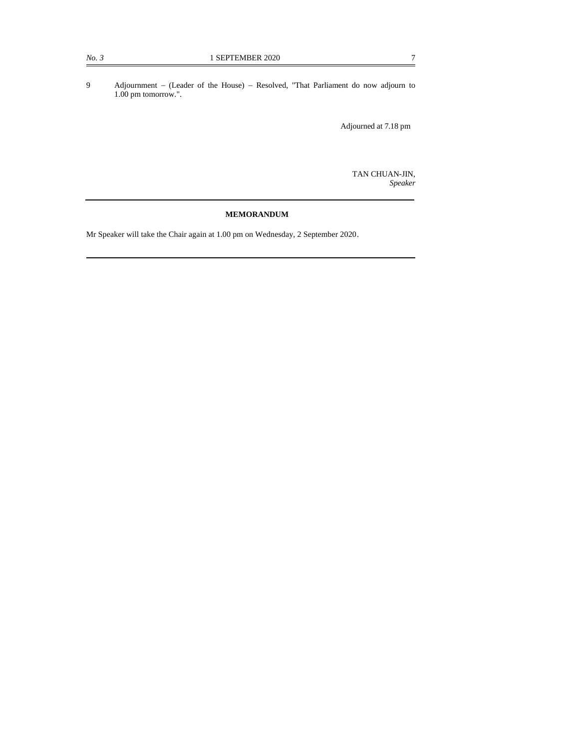9 Adjournment – (Leader of the House) – Resolved, "That Parliament do now adjourn to 1.00 pm tomorrow.".

Adjourned at 7.18 pm

TAN CHUAN-JIN,
*Speaker*

---

**MEMORANDUM**

Mr Speaker will take the Chair again at 1.00 pm on Wednesday, 2 September 2020.

---